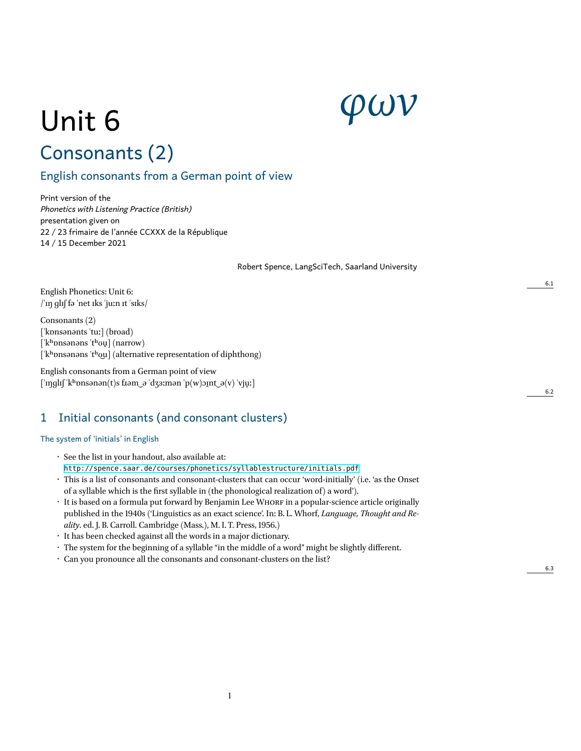# Unit 6

φων

## Consonants (2)

### English consonants from a German point of view

Print version of the
*Phonetics with Listening Practice (British)*
presentation given on
22 / 23 frimaire de l'année CCXXX de la République
14 / 15 December 2021

Robert Spence, LangSciTech, Saarland University

English Phonetics: Unit 6:
/ˈɪŋ ɡlɪʃ fə ˈnet ɪks ˈjuːn ɪt ˈsɪks/

Consonants (2)
[ˈkɒnsənənts ˈtuː] (broad)
[ˈkʰɒnsənəns ˈtʰʊu̯] (narrow)
[ˈkʰɒnsənəns ˈtʰʊ͡u] (alternative representation of diphthong)

English consonants from a German point of view
[ˈɪŋɡlɪʃ ˈkʰɒnsənən(t)s fɹəm‿ə ˈdʒɜːmən ˈp(w)ɔɪ̯nt‿ə(v) ˈvjṳː]

## 1 Initial consonants (and consonant clusters)

### The system of 'initials' in English

- See the list in your handout, also available at:
  `http://spence.saar.de/courses/phonetics/syllablestructure/initials.pdf`
- This is a list of consonants and consonant-clusters that can occur 'word-initially' (i.e. 'as the Onset of a syllable which is the first syllable in (the phonological realization of) a word').
- It is based on a formula put forward by Benjamin Lee Whorf in a popular-science article originally published in the 1940s ('Linguistics as an exact science'. In: B. L. Whorf, *Language, Thought and Reality*. ed. J. B. Carroll. Cambridge (Mass.), M. I. T. Press, 1956.)
- It has been checked against all the words in a major dictionary.
- The system for the beginning of a syllable "in the middle of a word" might be slightly different.
- Can you pronounce all the consonants and consonant-clusters on the list?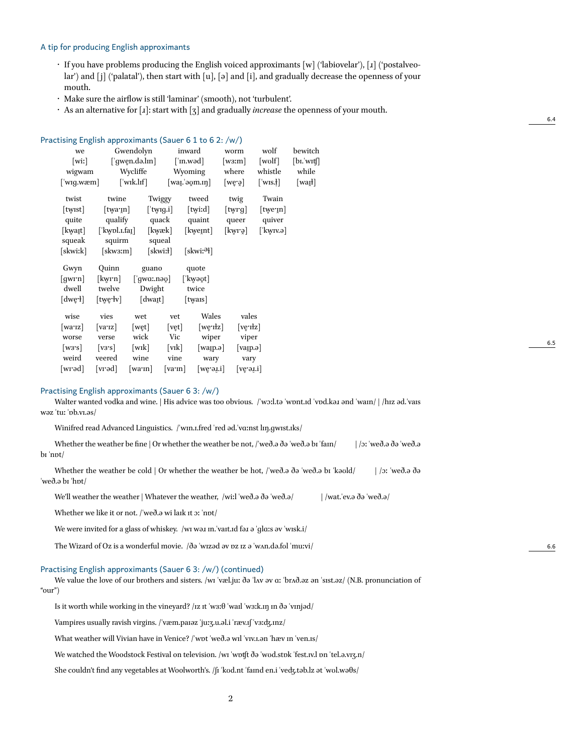### A tip for producing English approximants

- If you have problems producing the English voiced approximants [w] ('labiovelar'), [ɹ] ('postalveolar') and [j] ('palatal'), then start with [u], [ə] and [i], and gradually decrease the openness of your mouth.
- Make sure the airflow is still 'laminar' (smooth), not 'turbulent'.
- As an alternative for [ɹ]: start with [ʒ] and gradually *increase* the openness of your mouth.

### Practising English approximants (Sauer 6 1 to 6 2: /w/)

| | | | | | |
|---|---|---|---|---|---|
| we | Gwendolyn | inward | worm | wolf | bewitch |
| [wiː] | [ˈgwe̥n.də.lɪn] | [ˈɪn.wəd] | [wɜːm] | [wʊlf] | [bɪ.ˈwɪʧ] |
| wigwam | Wycliffe | Wyoming | where | whistle | while |
| [ˈwɪg.wæm] | [ˈwɪk.lɪf] | [waɪ̯.ˈəʊ̯m.ɪŋ] | [we̥ˑə̯] | [ˈwɪs.ɫ̩] | [waɪ̯ɫ] |

| | | | | | |
|---|---|---|---|---|---|
| twist | twine | Twiggy | tweed | twig | Twain |
| [tw̥ɪst] | [tw̥aˑɪ̯n] | [ˈtw̥ɪg.i] | [tw̥iːd] | [tw̥ɪˑg] | [tw̥eˑɪ̯n] |
| quite | qualify | quack | quaint | queer | quiver |
| [kw̥aɪ̯t] | [ˈkw̥ɒl.ɪ.faɪ̯] | [kw̥æk] | [kw̥eɪ̯nt] | [kw̥ɪˑə̯] | [ˈkw̥ɪv.ə] |
| squeak | squirm | squeal | | | |
| [skwiːk] | [skwɜːm] | [skwiːɫ] | [skwiːᵊɫ] | | |

| | | | |
|---|---|---|---|
| Gwyn | Quinn | guano | quote |
| [gwɪˑn] | [kw̥ɪˑn] | [ˈgwɑː.nəʊ̯] | [ˈkw̥əʊ̯t] |
| dwell | twelve | Dwight | twice |
| [dwe̥ˑɫ] | [tw̥e̥ˑɫv] | [dwaɪ̯t] | [tw̥aɪs] |

| | | | | | |
|---|---|---|---|---|---|
| wise | vies | wet | vet | Wales | vales |
| [waˑɪz] | [vaˑɪz] | [we̥t] | [ve̥t] | [we̥ˑɪɫz] | [ve̥ˑɪɫz] |
| worse | verse | wick | Vic | wiper | viper |
| [wɜˑs] | [vɜˑs] | [wɪk] | [vɪk] | [waɪ̯p.ə] | [vaɪ̯p.ə] |
| weird | veered | wine | vine | wary | vary |
| [wɪˑəd] | [vɪˑəd] | [waˑɪn] | [vaˑɪn] | [we̥ˑə.ɹ.i] | [ve̥ˑə.ɹ.i] |

### Practising English approximants (Sauer 6 3: /w/)

Walter wanted vodka and wine. | His advice was too obvious. /ˈwɔːl.tə ˈwɒnt.ɪd ˈvɒd.kəɹ ənd ˈwaɪn/ | /hɪz əd.ˈvaɪs wəz ˈtuː ˈɒb.vɪ.əs/

Winifred read Advanced Linguistics. /ˈwɪn.ɪ.fred ˈred əd.ˈvɑːnst lɪŋ.gwɪst.ɪks/

Whether the weather be fine | Or whether the weather be not, /ˈweð.ə ðə ˈweð.ə bɪ ˈfaɪn/ | /ɔː ˈweð.ə ðə ˈweð.ə bɪ ˈnɒt/

Whether the weather be cold | Or whether the weather be hot, /ˈweð.ə ðə ˈweð.ə bɪ ˈkəʊld/ | /ɔː ˈweð.ə ðə ˈweð.ə bɪ ˈhɒt/

We'll weather the weather | Whatever the weather, /wiːl ˈweð.ə ðə ˈweð.ə/ | /wat.ˈev.ə ðə ˈweð.ə/

Whether we like it or not. /ˈweð.ə wi laɪk ɪt ɔː ˈnɒt/

We were invited for a glass of whiskey. /wɪ wəɹ ɪn.ˈvaɪt.ɪd fəɹ ə ˈglɑːs əv ˈwɪsk.i/

The Wizard of Oz is a wonderful movie. /ðə ˈwɪzəd əv ɒz ɪz ə ˈwʌn.də.fʊl ˈmuːvi/

### Practising English approximants (Sauer 6 3: /w/) (continued)

We value the love of our brothers and sisters. /wɪ ˈvæl.juː ðə ˈlʌv əv ɑː ˈbrʌð.əz ən ˈsɪst.əz/ (N.B. pronunciation of "our")

Is it worth while working in the vineyard? /ɪz ɪt ˈwɜːθ ˈwaɪl ˈwɜːk.ɪŋ ɪn ðə ˈvɪnjəd/

Vampires usually ravish virgins. /ˈvæm.paɪəz ˈjuːʒ.u.əl.i ˈræv.ɪʃ ˈvɜːdʒ.ɪnz/

What weather will Vivian have in Venice? /ˈwɒt ˈweð.ə wɪl ˈvɪv.ɪ.ən ˈhæv ɪn ˈven.ɪs/

We watched the Woodstock Festival on television. /wɪ ˈwɒʧt ðə ˈwʊd.stɒk ˈfest.ɪv.l ɒn ˈtel.ə.vɪʒ.n/

She couldn't find any vegetables at Woolworth's. /ʃɪ ˈkʊd.nt ˈfaɪnd en.i ˈvedʒ.təb.lz ət ˈwʊl.wəθs/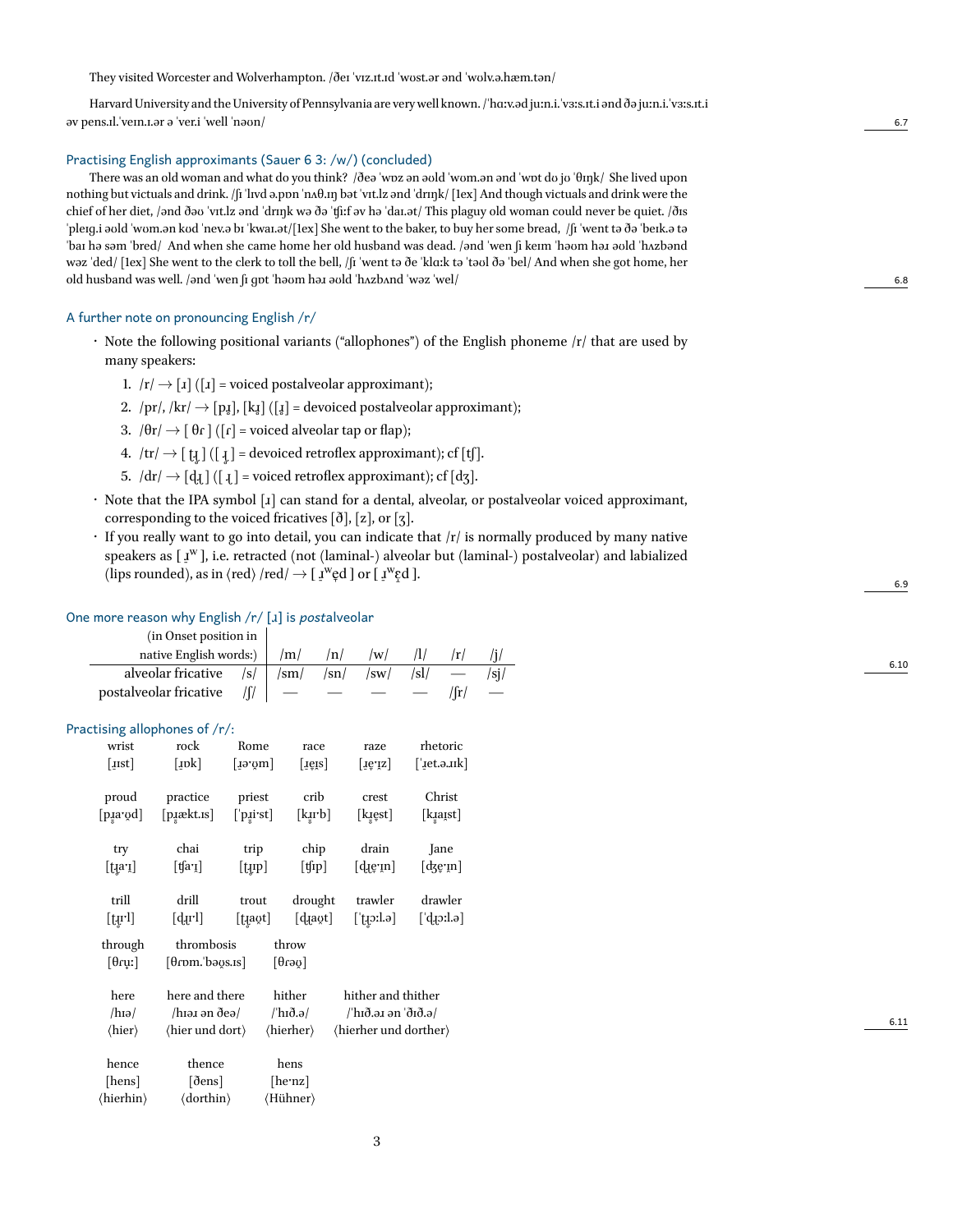They visited Worcester and Wolverhampton. /ðeɪ ˈvɪz.ɪt.ɪd ˈwʊst.ər ənd ˈwʊlv.ə.hæm.tən/

Harvard University and the University of Pennsylvania are very well known. /ˈhɑː.v.əd juː.n.i.ˈvɜː.s.ɪt.i ənd ðə juː.n.i.ˈvɜː.s.ɪt.i əv pens.ɪl.ˈveɪn.ɪ.ər ə ˈver.i ˈwell ˈnəʊn/

6.7

## Practising English approximants (Sauer 6 3: /w/) (concluded)

There was an old woman and what do you think? /ðeə ˈwɒz ən əʊld ˈwʊm.ən ənd ˈwɒt dʊ jʊ ˈθɪŋk/ She lived upon nothing but victuals and drink. /ʃɪ ˈlɪvd ə.pɒn ˈnʌθ.ɪŋ bət ˈvɪt.lz ənd ˈdrɪŋk/ [1ex] And though victuals and drink were the chief of her diet, /ənd ðəʊ ˈvɪt.lz ənd ˈdrɪŋk wə ðə ˈʧiːf əv hə ˈdaɪ.ət/ This plaguy old woman could never be quiet. /ðɪs ˈpleɪg.i əʊld ˈwʊm.ən kʊd ˈnev.ə bɪ ˈkwaɪ.ət/[1ex] She went to the baker, to buy her some bread, /ʃɪ ˈwent tə ðə ˈbeɪk.ə tə ˈbaɪ hə səm ˈbred/ And when she came home her old husband was dead. /ənd ˈwen ʃi keɪm ˈhəʊm həɪ əʊld ˈhʌzbənd wəz ˈded/ [1ex] She went to the clerk to toll the bell, /ʃɪ ˈwent tə ðe ˈklɑːk tə ˈtəʊl ðə ˈbel/ And when she got home, her old husband was well. /ənd ˈwen ʃi gɒt ˈhəʊm həɪ əʊld ˈhʌzbʌnd ˈwəz ˈwel/

6.8

## A further note on pronouncing English /r/

- Note the following positional variants (“allophones”) of the English phoneme /r/ that are used by many speakers:
  1. /r/ → [ɹ] ([ɹ] = voiced postalveolar approximant);
  2. /pr/, /kr/ → [pɹ̥], [kɹ̥] ([ɹ̥] = devoiced postalveolar approximant);
  3. /θr/ → [ θɾ ] ([ɾ] = voiced alveolar tap or flap);
  4. /tr/ → [ ʈɻ̊ ] ([ ɻ̊ ] = devoiced retroflex approximant); cf [tʃ].
  5. /dr/ → [ɖɻ] ([ ɻ ] = voiced retroflex approximant); cf [dʒ].
- Note that the IPA symbol [ɹ] can stand for a dental, alveolar, or postalveolar voiced approximant, corresponding to the voiced fricatives [ð], [z], or [ʒ].
- If you really want to go into detail, you can indicate that /r/ is normally produced by many native speakers as [ ɹ̠ʷ ], i.e. retracted (not (laminal-) alveolar but (laminal-) postalveolar) and labialized (lips rounded), as in ⟨red⟩ /red/ → [ ɹ̠ʷɛ̞d ] or [ ɹ̠ʷɛ̞d ].

6.9

## One more reason why English /r/ [ɹ] is *post*alveolar

| (in Onset position in native English words:) | | /m/ | /n/ | /w/ | /l/ | /r/ | /j/ |
|---|---|---|---|---|---|---|---|
| alveolar fricative | /s/ | /sm/ | /sn/ | /sw/ | /sl/ | — | /sj/ |
| postalveolar fricative | /ʃ/ | — | — | — | — | /ʃr/ | — |

6.10

## Practising allophones of /r/:

| wrist | rock | Rome | race | raze | rhetoric |
|---|---|---|---|---|---|
| [ɹɪst] | [ɹɒk] | [ɹəˑʊ̞m] | [ɹe̞ɪs] | [ɹe̞ˑɪz] | [ˈɹet.ə.ɹɪk] |

| proud | practice | priest | crib | crest | Christ |
|---|---|---|---|---|---|
| [pɹ̥aˑʊ̞d] | [pɹ̥ækt.ɪs] | [ˈpɹ̥iˑst] | [kɹ̥ɪˑb] | [kɹ̥e̞st] | [kɹ̥aɪ̞st] |

| try | chai | trip | chip | drain | Jane |
|---|---|---|---|---|---|
| [ʈɻ̊aˑɪ] | [ʧaˑɪ] | [ʈɻ̊ɪp] | [ʧɪp] | [ɖɻe̞ˑɪn] | [ʤe̞ˑɪn] |

| trill | drill | trout | drought | trawler | drawler |
|---|---|---|---|---|---|
| [ʈɻ̊ɪˑl] | [ɖɻɪˑl] | [ʈɻ̊aʊ̞t] | [ɖɻaʊ̞t] | [ˈʈɻ̊ɔːl.ə] | [ˈɖɻɔːl.ə] |

| through | thrombosis | throw |
|---|---|---|
| [θɾʉ̞ː] | [θɾɒm.ˈbəʊ̞s.ɪs] | [θɾəʊ̞] |

6.11

| here | here and there | hither | hither and thither |
|---|---|---|---|
| /hɪə/ | /hɪəɪ ən ðeə/ | /ˈhɪð.ə/ | /ˈhɪð.əɪ ən ˈðɪð.ə/ |
| ⟨hier⟩ | ⟨hier und dort⟩ | ⟨hierher⟩ | ⟨hierher und dorther⟩ |

| hence | thence | hens |
|---|---|---|
| [hens] | [ðens] | [heˑnz] |
| ⟨hierhin⟩ | ⟨dorthin⟩ | ⟨Hühner⟩ |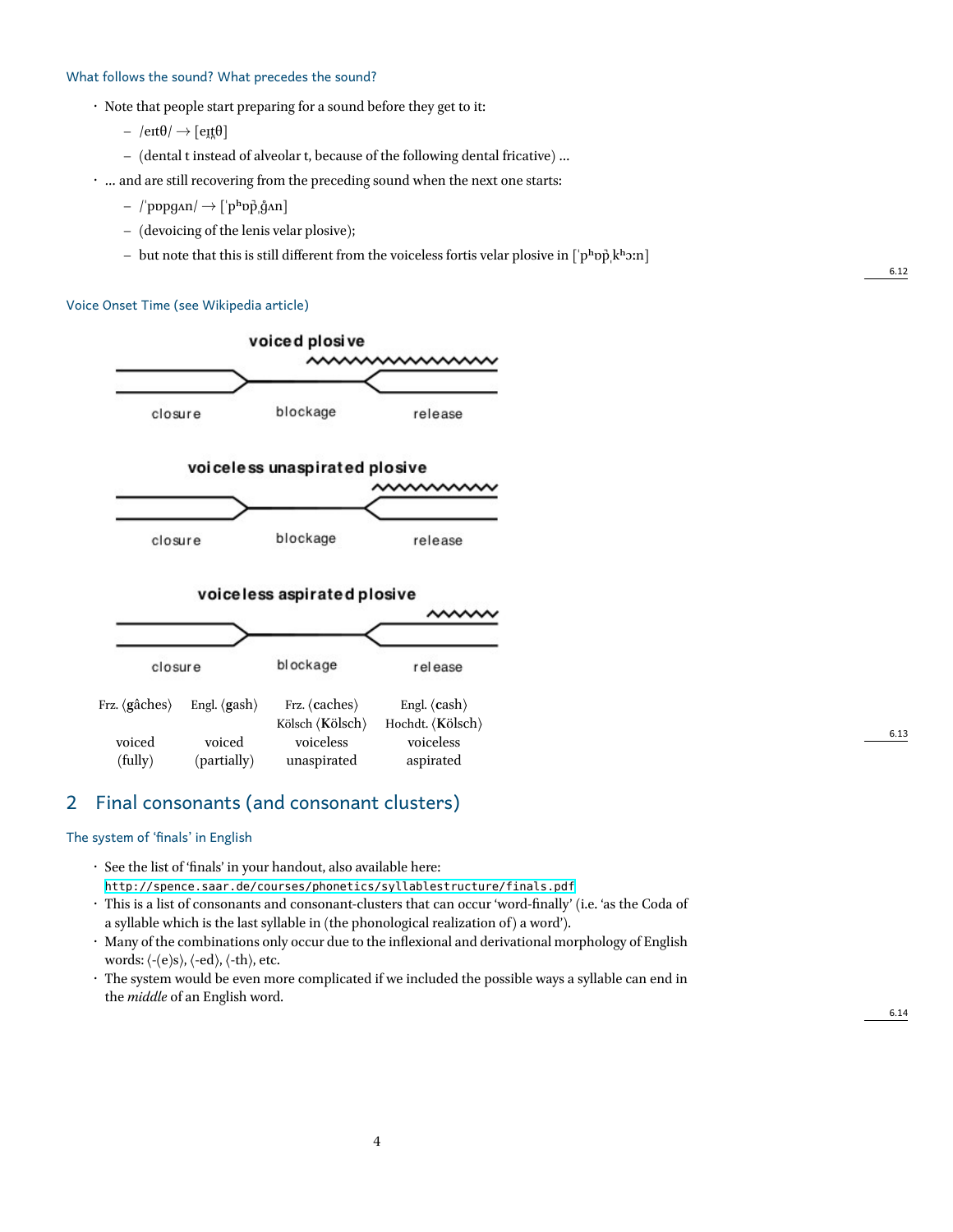### What follows the sound? What precedes the sound?

- Note that people start preparing for a sound before they get to it:
  - /eɪtθ/ → [eɪt̪θ]
  - (dental t instead of alveolar t, because of the following dental fricative) ...
- ... and are still recovering from the preceding sound when the next one starts:
  - /ˈpɒpgʌn/ → [ˈpʰɒp̚ˌg̊ʌn]
  - (devoicing of the lenis velar plosive);
  - but note that this is still different from the voiceless fortis velar plosive in [ˈpʰɒp̚ˌkʰɔːn]

### Voice Onset Time (see Wikipedia article)

voiced plosive

closure | blockage | release

voiceless unaspirated plosive

closure | blockage | release

voiceless aspirated plosive

closure | blockage | release

| Frz. ⟨**g**âches⟩ | Engl. ⟨**g**ash⟩ | Frz. ⟨**c**aches⟩ Kölsch ⟨**K**ölsch⟩ | Engl. ⟨**c**ash⟩ Hochdt. ⟨**K**ölsch⟩ |
|---|---|---|---|
| voiced (fully) | voiced (partially) | voiceless unaspirated | voiceless aspirated |

## 2 Final consonants (and consonant clusters)

### The system of 'finals' in English

- See the list of 'finals' in your handout, also available here: http://spence.saar.de/courses/phonetics/syllablestructure/finals.pdf
- This is a list of consonants and consonant-clusters that can occur 'word-finally' (i.e. 'as the Coda of a syllable which is the last syllable in (the phonological realization of) a word').
- Many of the combinations only occur due to the inflexional and derivational morphology of English words: ⟨-(e)s⟩, ⟨-ed⟩, ⟨-th⟩, etc.
- The system would be even more complicated if we included the possible ways a syllable can end in the *middle* of an English word.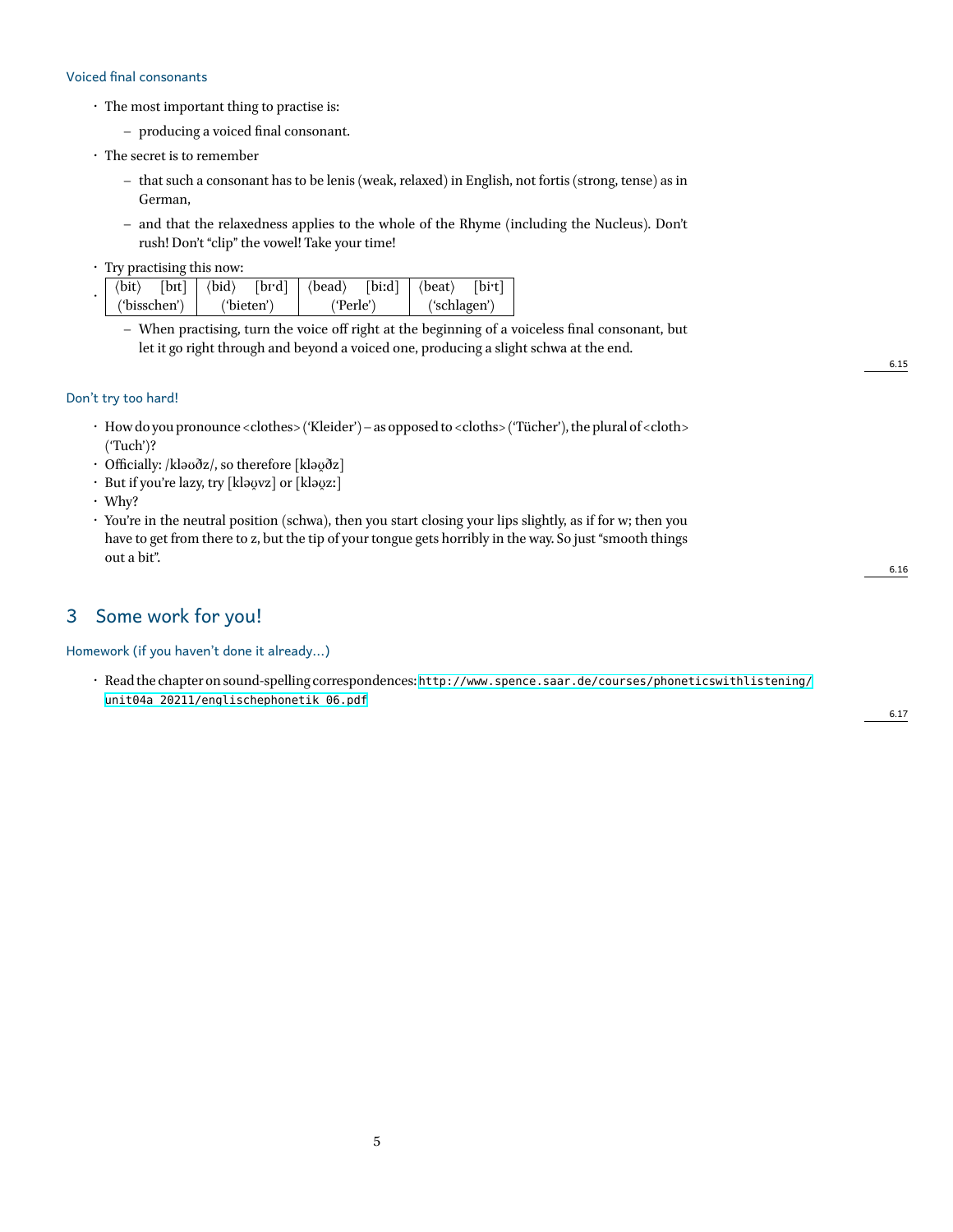### Voiced final consonants

- The most important thing to practise is:
  - producing a voiced final consonant.
- The secret is to remember
  - that such a consonant has to be lenis (weak, relaxed) in English, not fortis (strong, tense) as in German,
  - and that the relaxedness applies to the whole of the Rhyme (including the Nucleus). Don't rush! Don't "clip" the vowel! Take your time!
- Try practising this now:

| | | | | | | | |
|---|---|---|---|---|---|---|---|
| ⟨bit⟩ | [bɪt] | ⟨bid⟩ | [bɪˑd] | ⟨bead⟩ | [biːd] | ⟨beat⟩ | [biˑt] |
| ('bisschen') | | ('bieten') | | ('Perle') | | ('schlagen') | |

  - When practising, turn the voice off right at the beginning of a voiceless final consonant, but let it go right through and beyond a voiced one, producing a slight schwa at the end.

6.15

### Don't try too hard!

- How do you pronounce <clothes> ('Kleider') – as opposed to <cloths> ('Tücher'), the plural of <cloth> ('Tuch')?
- Officially: /kləʊðz/, so therefore [kləʊ̜ðz]
- But if you're lazy, try [kləʊ̜vz] or [kləʊ̜zː]
- Why?
- You're in the neutral position (schwa), then you start closing your lips slightly, as if for w; then you have to get from there to z, but the tip of your tongue gets horribly in the way. So just "smooth things out a bit".

6.16

## 3 Some work for you!

### Homework (if you haven't done it already...)

- Read the chapter on sound-spelling correspondences: http://www.spence.saar.de/courses/phoneticswithlistening/unit04a_20211/englischephonetik_06.pdf

6.17